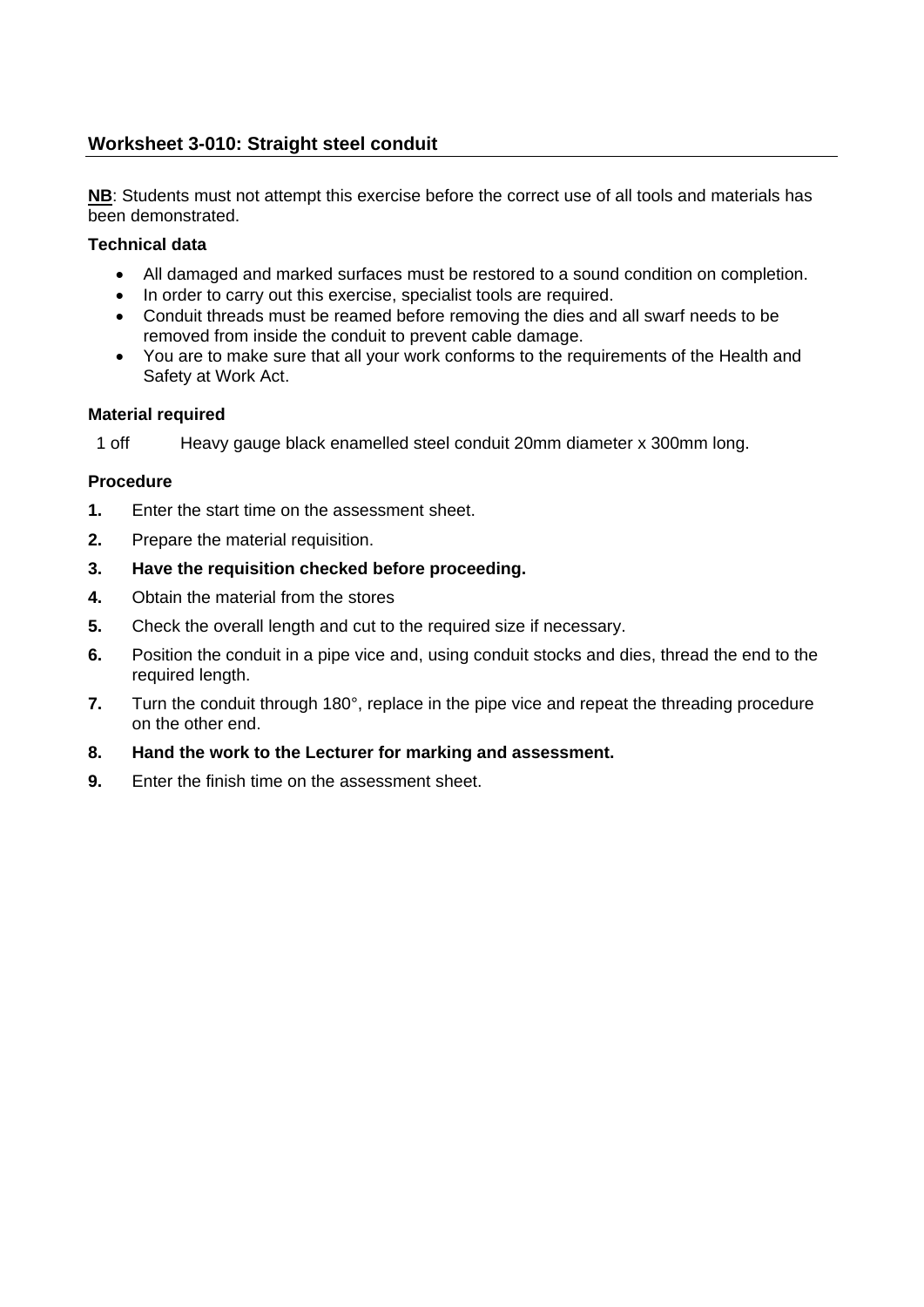## Worksheet 3-010: Straight steel conduit

**NB**: Students must not attempt this exercise before the correct use of all tools and materials has been demonstrated.

**Technical data**

- All damaged and marked surfaces must be restored to a sound condition on completion.
- In order to carry out this exercise, specialist tools are required.
- Conduit threads must be reamed before removing the dies and all swarf needs to be removed from inside the conduit to prevent cable damage.
- You are to make sure that all your work conforms to the requirements of the Health and Safety at Work Act.

**Material required**

1 off    Heavy gauge black enamelled steel conduit 20mm diameter x 300mm long.

**Procedure**

1. Enter the start time on the assessment sheet.
2. Prepare the material requisition.
3. **Have the requisition checked before proceeding.**
4. Obtain the material from the stores
5. Check the overall length and cut to the required size if necessary.
6. Position the conduit in a pipe vice and, using conduit stocks and dies, thread the end to the required length.
7. Turn the conduit through 180°, replace in the pipe vice and repeat the threading procedure on the other end.
8. **Hand the work to the Lecturer for marking and assessment.**
9. Enter the finish time on the assessment sheet.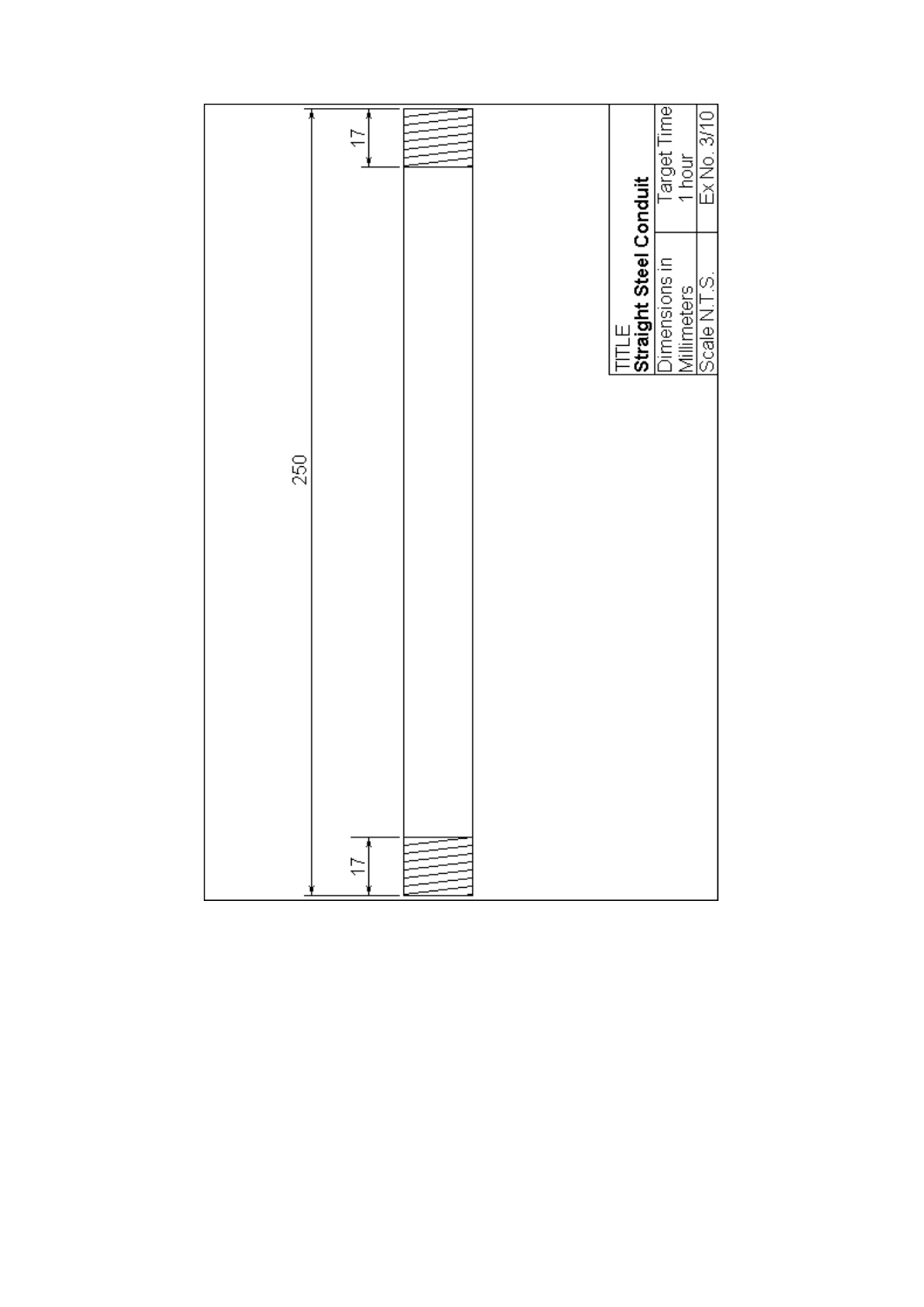250

17

17

| TITLE **Straight Steel Conduit** | |
| --- | --- |
| Dimensions in Millimeters | Target Time 1 hour |
| Scale N.T.S. | Ex No. 3/10 |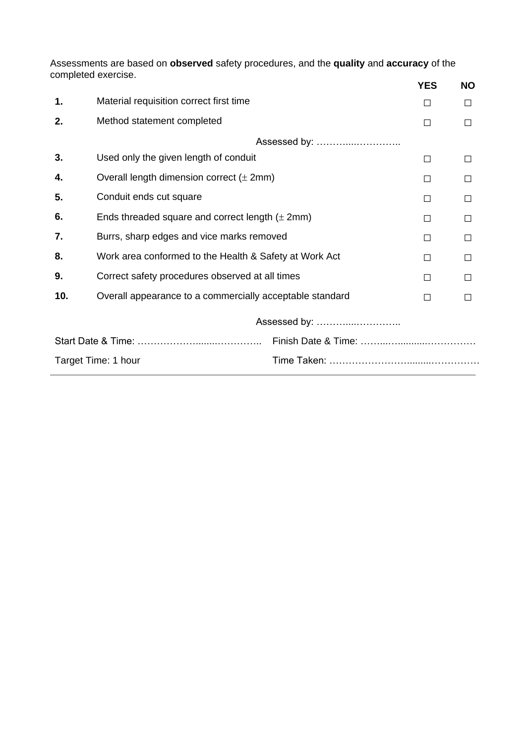Assessments are based on **observed** safety procedures, and the **quality** and **accuracy** of the completed exercise.

| | | YES | NO |
|---|---|---|---|
| **1.** | Material requisition correct first time | ☐ | ☐ |
| **2.** | Method statement completed | ☐ | ☐ |
| | Assessed by: ………....………….. | | |
| **3.** | Used only the given length of conduit | ☐ | ☐ |
| **4.** | Overall length dimension correct (± 2mm) | ☐ | ☐ |
| **5.** | Conduit ends cut square | ☐ | ☐ |
| **6.** | Ends threaded square and correct length (± 2mm) | ☐ | ☐ |
| **7.** | Burrs, sharp edges and vice marks removed | ☐ | ☐ |
| **8.** | Work area conformed to the Health & Safety at Work Act | ☐ | ☐ |
| **9.** | Correct safety procedures observed at all times | ☐ | ☐ |
| **10.** | Overall appearance to a commercially acceptable standard | ☐ | ☐ |
| | Assessed by: ………....………….. | | |

Start Date & Time: ………………........………….. Finish Date & Time: ……...…..........……………

Target Time: 1 hour Time Taken: ……………………........……………